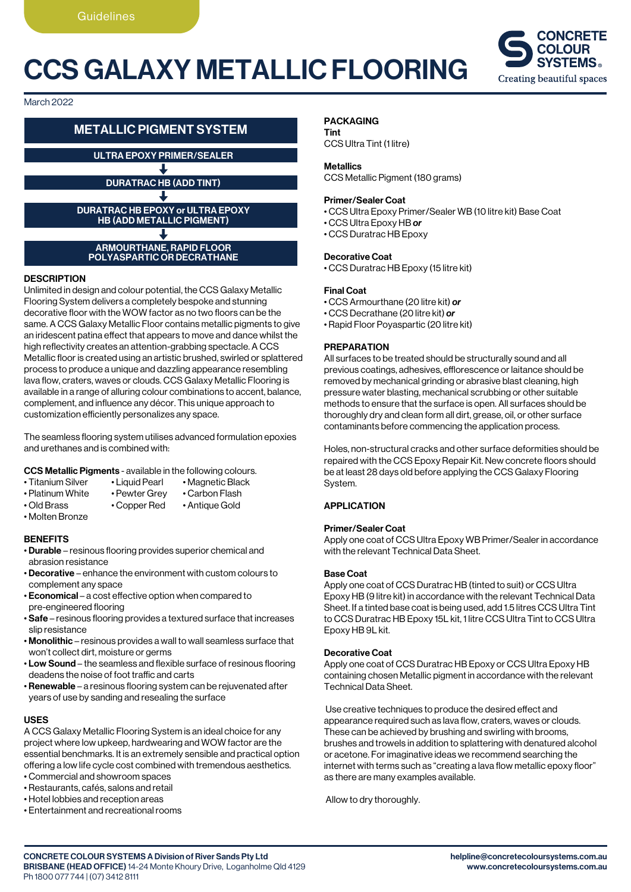Guidelines

# CCS GALAXY METALLIC FLOORING

CONCRETE COLOUR SYSTEMS®
Creating beautiful spaces

March 2022

## METALLIC PIGMENT SYSTEM

**ULTRA EPOXY PRIMER/SEALER**

↓

**DURATRAC HB (ADD TINT)**

↓

**DURATRAC HB EPOXY or ULTRA EPOXY HB (ADD METALLIC PIGMENT)**

↓

**ARMOURTHANE, RAPID FLOOR POLYASPARTIC OR DECRATHANE**

### DESCRIPTION

Unlimited in design and colour potential, the CCS Galaxy Metallic Flooring System delivers a completely bespoke and stunning decorative floor with the WOW factor as no two floors can be the same. A CCS Galaxy Metallic Floor contains metallic pigments to give an iridescent patina effect that appears to move and dance whilst the high reflectivity creates an attention-grabbing spectacle. A CCS Metallic floor is created using an artistic brushed, swirled or splattered process to produce a unique and dazzling appearance resembling lava flow, craters, waves or clouds. CCS Galaxy Metallic Flooring is available in a range of alluring colour combinations to accent, balance, complement, and influence any décor. This unique approach to customization efficiently personalizes any space.

The seamless flooring system utilises advanced formulation epoxies and urethanes and is combined with:

**CCS Metallic Pigments** - available in the following colours.

- Titanium Silver
- Platinum White
- Old Brass
- Molten Bronze
- Liquid Pearl
- Pewter Grey
- Copper Red
- Magnetic Black
- Carbon Flash
- Antique Gold

### BENEFITS

- **Durable** – resinous flooring provides superior chemical and abrasion resistance
- **Decorative** – enhance the environment with custom colours to complement any space
- **Economical** – a cost effective option when compared to pre-engineered flooring
- **Safe** – resinous flooring provides a textured surface that increases slip resistance
- **Monolithic** – resinous provides a wall to wall seamless surface that won't collect dirt, moisture or germs
- **Low Sound** – the seamless and flexible surface of resinous flooring deadens the noise of foot traffic and carts
- **Renewable** – a resinous flooring system can be rejuvenated after years of use by sanding and resealing the surface

### USES

A CCS Galaxy Metallic Flooring System is an ideal choice for any project where low upkeep, hardwearing and WOW factor are the essential benchmarks. It is an extremely sensible and practical option offering a low life cycle cost combined with tremendous aesthetics.

- Commercial and showroom spaces
- Restaurants, cafés, salons and retail
- Hotel lobbies and reception areas
- Entertainment and recreational rooms

### PACKAGING

**Tint**
CCS Ultra Tint (1 litre)

**Metallics**
CCS Metallic Pigment (180 grams)

**Primer/Sealer Coat**

- CCS Ultra Epoxy Primer/Sealer WB (10 litre kit) Base Coat
- CCS Ultra Epoxy HB ***or***
- CCS Duratrac HB Epoxy

**Decorative Coat**

- CCS Duratrac HB Epoxy (15 litre kit)

**Final Coat**

- CCS Armourthane (20 litre kit) ***or***
- CCS Decrathane (20 litre kit) ***or***
- Rapid Floor Poyaspartic (20 litre kit)

### PREPARATION

All surfaces to be treated should be structurally sound and all previous coatings, adhesives, efflorescence or laitance should be removed by mechanical grinding or abrasive blast cleaning, high pressure water blasting, mechanical scrubbing or other suitable methods to ensure that the surface is open. All surfaces should be thoroughly dry and clean form all dirt, grease, oil, or other surface contaminants before commencing the application process.

Holes, non-structural cracks and other surface deformities should be repaired with the CCS Epoxy Repair Kit. New concrete floors should be at least 28 days old before applying the CCS Galaxy Flooring System.

### APPLICATION

**Primer/Sealer Coat**
Apply one coat of CCS Ultra Epoxy WB Primer/Sealer in accordance with the relevant Technical Data Sheet.

**Base Coat**
Apply one coat of CCS Duratrac HB (tinted to suit) or CCS Ultra Epoxy HB (9 litre kit) in accordance with the relevant Technical Data Sheet. If a tinted base coat is being used, add 1.5 litres CCS Ultra Tint to CCS Duratrac HB Epoxy 15L kit, 1 litre CCS Ultra Tint to CCS Ultra Epoxy HB 9L kit.

**Decorative Coat**
Apply one coat of CCS Duratrac HB Epoxy or CCS Ultra Epoxy HB containing chosen Metallic pigment in accordance with the relevant Technical Data Sheet.

Use creative techniques to produce the desired effect and appearance required such as lava flow, craters, waves or clouds. These can be achieved by brushing and swirling with brooms, brushes and trowels in addition to splattering with denatured alcohol or acetone. For imaginative ideas we recommend searching the internet with terms such as "creating a lava flow metallic epoxy floor" as there are many examples available.

Allow to dry thoroughly.

**CONCRETE COLOUR SYSTEMS A Division of River Sands Pty Ltd**
**BRISBANE (HEAD OFFICE)** 14-24 Monte Khoury Drive, Loganholme Qld 4129
Ph 1800 077 744 | (07) 3412 8111

**helpline@concretecoloursystems.com.au**
**www.concretecoloursystems.com.au**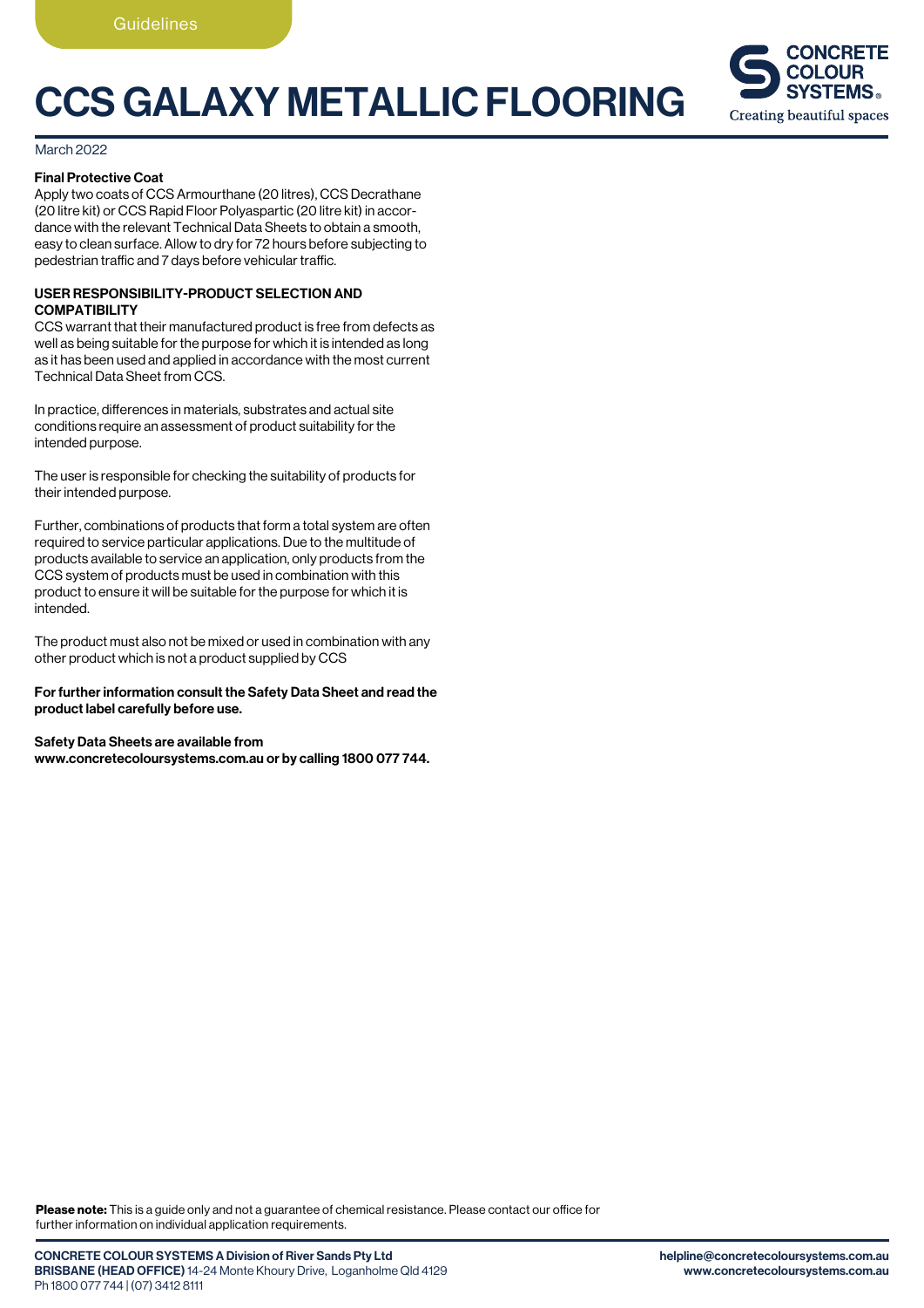# CCS GALAXY METALLIC FLOORING

March 2022

**Final Protective Coat**

Apply two coats of CCS Armourthane (20 litres), CCS Decrathane (20 litre kit) or CCS Rapid Floor Polyaspartic (20 litre kit) in accordance with the relevant Technical Data Sheets to obtain a smooth, easy to clean surface. Allow to dry for 72 hours before subjecting to pedestrian traffic and 7 days before vehicular traffic.

**USER RESPONSIBILITY-PRODUCT SELECTION AND COMPATIBILITY**

CCS warrant that their manufactured product is free from defects as well as being suitable for the purpose for which it is intended as long as it has been used and applied in accordance with the most current Technical Data Sheet from CCS.

In practice, differences in materials, substrates and actual site conditions require an assessment of product suitability for the intended purpose.

The user is responsible for checking the suitability of products for their intended purpose.

Further, combinations of products that form a total system are often required to service particular applications. Due to the multitude of products available to service an application, only products from the CCS system of products must be used in combination with this product to ensure it will be suitable for the purpose for which it is intended.

The product must also not be mixed or used in combination with any other product which is not a product supplied by CCS

**For further information consult the Safety Data Sheet and read the product label carefully before use.**

**Safety Data Sheets are available from www.concretecoloursystems.com.au or by calling 1800 077 744.**

**Please note:** This is a guide only and not a guarantee of chemical resistance. Please contact our office for further information on individual application requirements.

**CONCRETE COLOUR SYSTEMS A Division of River Sands Pty Ltd**
**BRISBANE (HEAD OFFICE)** 14-24 Monte Khoury Drive, Loganholme Qld 4129
Ph 1800 077 744 | (07) 3412 8111

**helpline@concretecoloursystems.com.au**
**www.concretecoloursystems.com.au**